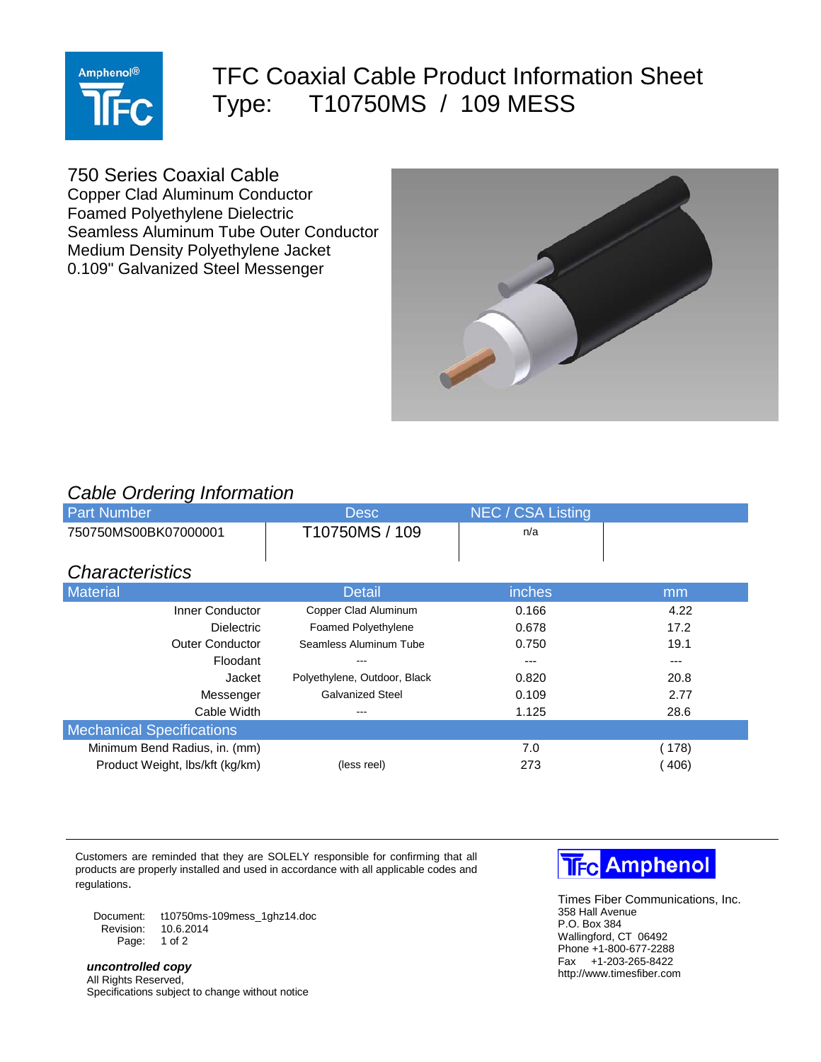# TFC Coaxial Cable Product Information Sheet

## Type: T10750MS / 109 MESS

750 Series Coaxial Cable
Copper Clad Aluminum Conductor
Foamed Polyethylene Dielectric
Seamless Aluminum Tube Outer Conductor
Medium Density Polyethylene Jacket
0.109" Galvanized Steel Messenger

### *Cable Ordering Information*

| Part Number | Desc | NEC / CSA Listing | |
|---|---|---|---|
| 750750MS00BK07000001 | T10750MS / 109 | n/a | |

### *Characteristics*

| Material | Detail | inches | mm |
|---|---|---|---|
| Inner Conductor | Copper Clad Aluminum | 0.166 | 4.22 |
| Dielectric | Foamed Polyethylene | 0.678 | 17.2 |
| Outer Conductor | Seamless Aluminum Tube | 0.750 | 19.1 |
| Floodant | --- | --- | --- |
| Jacket | Polyethylene, Outdoor, Black | 0.820 | 20.8 |
| Messenger | Galvanized Steel | 0.109 | 2.77 |
| Cable Width | --- | 1.125 | 28.6 |
| **Mechanical Specifications** | | | |
| Minimum Bend Radius, in. (mm) | | 7.0 | ( 178) |
| Product Weight, lbs/kft (kg/km) | (less reel) | 273 | ( 406) |

Customers are reminded that they are SOLELY responsible for confirming that all products are properly installed and used in accordance with all applicable codes and regulations.

Document: t10750ms-109mess_1ghz14.doc
Revision: 10.6.2014

***uncontrolled copy***
All Rights Reserved,
Specifications subject to change without notice

Times Fiber Communications, Inc.
358 Hall Avenue
P.O. Box 384
Wallingford, CT 06492
Phone +1-800-677-2288
Fax +1-203-265-8422
http://www.timesfiber.com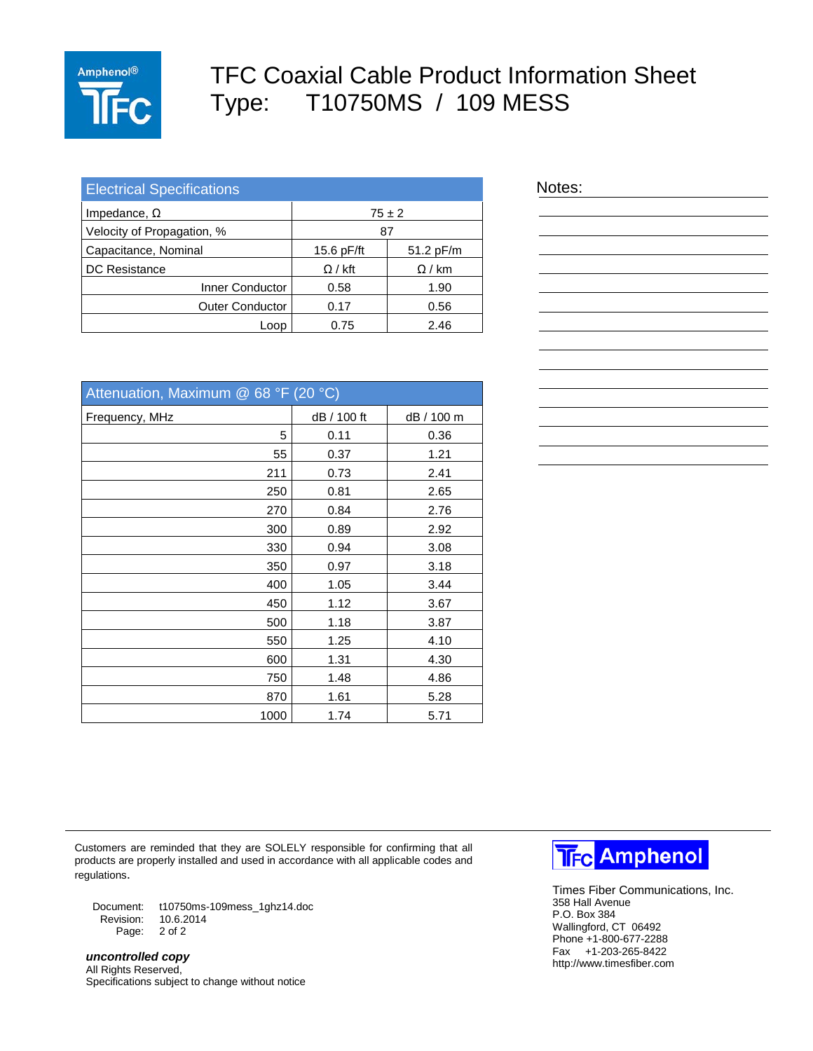# TFC Coaxial Cable Product Information Sheet
# Type: T10750MS / 109 MESS

| Electrical Specifications | | |
|---|---|---|
| Impedance, Ω | 75 ± 2 | |
| Velocity of Propagation, % | 87 | |
| Capacitance, Nominal | 15.6 pF/ft | 51.2 pF/m |
| DC Resistance | Ω / kft | Ω / km |
| Inner Conductor | 0.58 | 1.90 |
| Outer Conductor | 0.17 | 0.56 |
| Loop | 0.75 | 2.46 |

| Attenuation, Maximum @ 68 °F (20 °C) | | |
|---|---|---|
| Frequency, MHz | dB / 100 ft | dB / 100 m |
| 5 | 0.11 | 0.36 |
| 55 | 0.37 | 1.21 |
| 211 | 0.73 | 2.41 |
| 250 | 0.81 | 2.65 |
| 270 | 0.84 | 2.76 |
| 300 | 0.89 | 2.92 |
| 330 | 0.94 | 3.08 |
| 350 | 0.97 | 3.18 |
| 400 | 1.05 | 3.44 |
| 450 | 1.12 | 3.67 |
| 500 | 1.18 | 3.87 |
| 550 | 1.25 | 4.10 |
| 600 | 1.31 | 4.30 |
| 750 | 1.48 | 4.86 |
| 870 | 1.61 | 5.28 |
| 1000 | 1.74 | 5.71 |

Notes:

Customers are reminded that they are SOLELY responsible for confirming that all products are properly installed and used in accordance with all applicable codes and regulations.

Document: t10750ms-109mess_1ghz14.doc
Revision: 10.6.2014

***uncontrolled copy***
All Rights Reserved,
Specifications subject to change without notice

TFC Amphenol

Times Fiber Communications, Inc.
358 Hall Avenue
P.O. Box 384
Wallingford, CT 06492
Phone +1-800-677-2288
Fax +1-203-265-8422
http://www.timesfiber.com